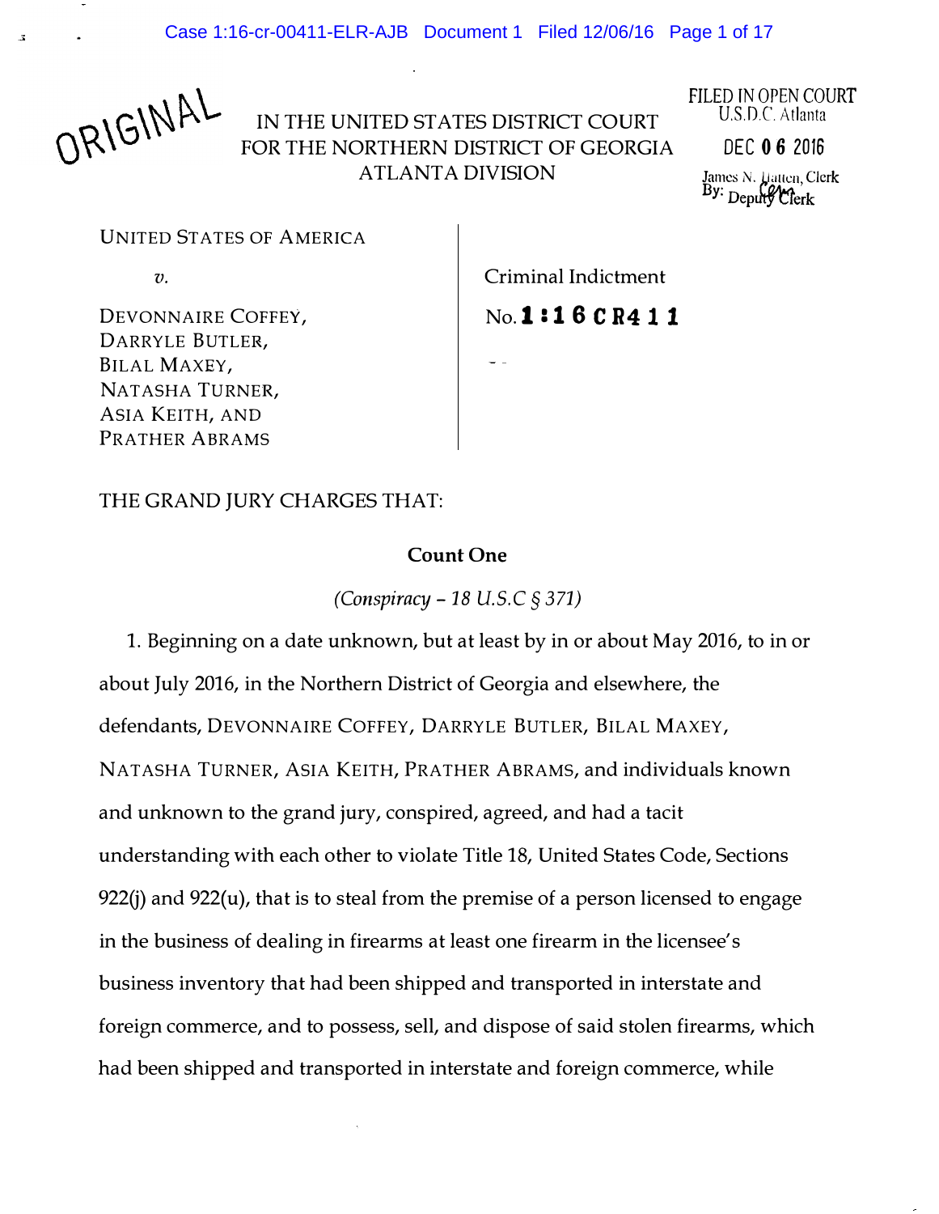ORIGINAL

IN THE UNITED STATES DISTRICT COURT
FOR THE NORTHERN DISTRICT OF GEORGIA
ATLANTA DIVISION

FILED IN OPEN COURT
U.S.D.C. Atlanta
DEC 06 2016
James N. Hatten, Clerk
By: Deputy Clerk

UNITED STATES OF AMERICA

*v.*

DEVONNAIRE COFFEY,
DARRYLE BUTLER,
BILAL MAXEY,
NATASHA TURNER,
ASIA KEITH, AND
PRATHER ABRAMS

Criminal Indictment

No. **1:16CR411**

THE GRAND JURY CHARGES THAT:

**Count One**

*(Conspiracy – 18 U.S.C § 371)*

1. Beginning on a date unknown, but at least by in or about May 2016, to in or about July 2016, in the Northern District of Georgia and elsewhere, the defendants, DEVONNAIRE COFFEY, DARRYLE BUTLER, BILAL MAXEY, NATASHA TURNER, ASIA KEITH, PRATHER ABRAMS, and individuals known and unknown to the grand jury, conspired, agreed, and had a tacit understanding with each other to violate Title 18, United States Code, Sections 922(j) and 922(u), that is to steal from the premise of a person licensed to engage in the business of dealing in firearms at least one firearm in the licensee's business inventory that had been shipped and transported in interstate and foreign commerce, and to possess, sell, and dispose of said stolen firearms, which had been shipped and transported in interstate and foreign commerce, while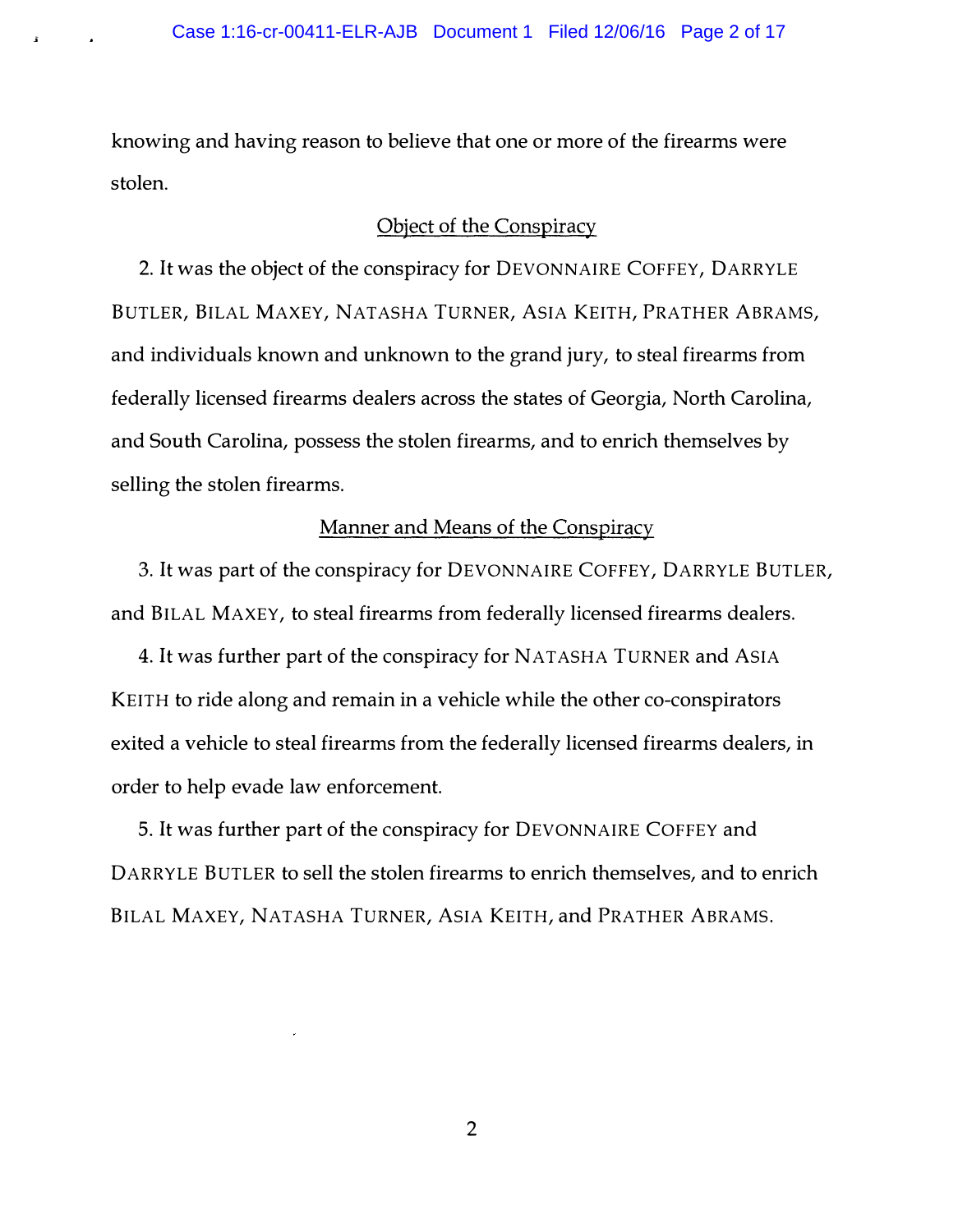knowing and having reason to believe that one or more of the firearms were stolen.

## Object of the Conspiracy

2. It was the object of the conspiracy for DEVONNAIRE COFFEY, DARRYLE BUTLER, BILAL MAXEY, NATASHA TURNER, ASIA KEITH, PRATHER ABRAMS, and individuals known and unknown to the grand jury, to steal firearms from federally licensed firearms dealers across the states of Georgia, North Carolina, and South Carolina, possess the stolen firearms, and to enrich themselves by selling the stolen firearms.

## Manner and Means of the Conspiracy

3. It was part of the conspiracy for DEVONNAIRE COFFEY, DARRYLE BUTLER, and BILAL MAXEY, to steal firearms from federally licensed firearms dealers.

4. It was further part of the conspiracy for NATASHA TURNER and ASIA KEITH to ride along and remain in a vehicle while the other co-conspirators exited a vehicle to steal firearms from the federally licensed firearms dealers, in order to help evade law enforcement.

5. It was further part of the conspiracy for DEVONNAIRE COFFEY and DARRYLE BUTLER to sell the stolen firearms to enrich themselves, and to enrich BILAL MAXEY, NATASHA TURNER, ASIA KEITH, and PRATHER ABRAMS.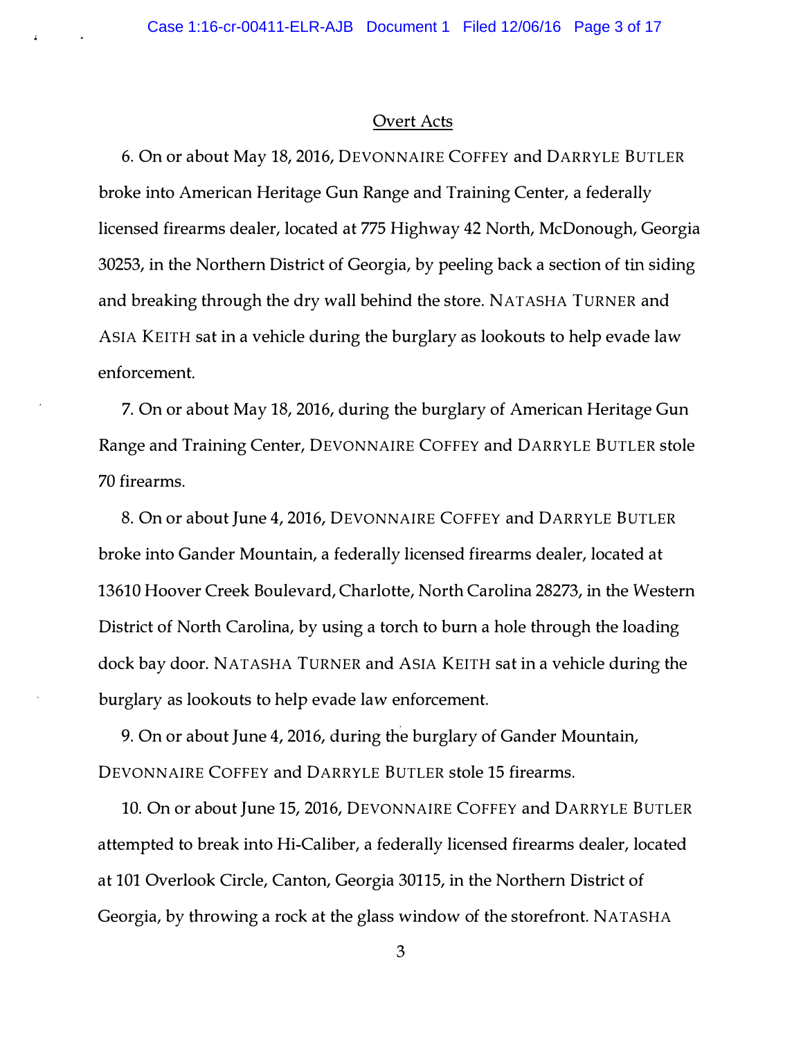## Overt Acts

6. On or about May 18, 2016, DEVONNAIRE COFFEY and DARRYLE BUTLER broke into American Heritage Gun Range and Training Center, a federally licensed firearms dealer, located at 775 Highway 42 North, McDonough, Georgia 30253, in the Northern District of Georgia, by peeling back a section of tin siding and breaking through the dry wall behind the store. NATASHA TURNER and ASIA KEITH sat in a vehicle during the burglary as lookouts to help evade law enforcement.

7. On or about May 18, 2016, during the burglary of American Heritage Gun Range and Training Center, DEVONNAIRE COFFEY and DARRYLE BUTLER stole 70 firearms.

8. On or about June 4, 2016, DEVONNAIRE COFFEY and DARRYLE BUTLER broke into Gander Mountain, a federally licensed firearms dealer, located at 13610 Hoover Creek Boulevard, Charlotte, North Carolina 28273, in the Western District of North Carolina, by using a torch to burn a hole through the loading dock bay door. NATASHA TURNER and ASIA KEITH sat in a vehicle during the burglary as lookouts to help evade law enforcement.

9. On or about June 4, 2016, during the burglary of Gander Mountain, DEVONNAIRE COFFEY and DARRYLE BUTLER stole 15 firearms.

10. On or about June 15, 2016, DEVONNAIRE COFFEY and DARRYLE BUTLER attempted to break into Hi-Caliber, a federally licensed firearms dealer, located at 101 Overlook Circle, Canton, Georgia 30115, in the Northern District of Georgia, by throwing a rock at the glass window of the storefront. NATASHA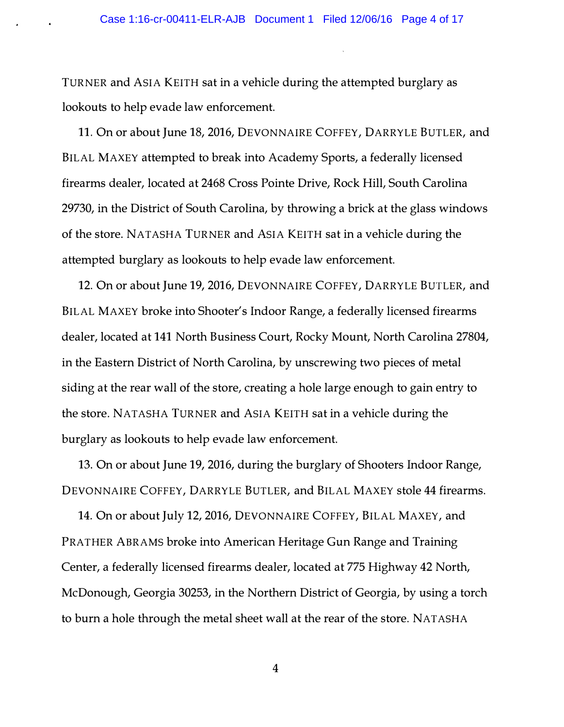TURNER and ASIA KEITH sat in a vehicle during the attempted burglary as lookouts to help evade law enforcement.

11. On or about June 18, 2016, DEVONNAIRE COFFEY, DARRYLE BUTLER, and BILAL MAXEY attempted to break into Academy Sports, a federally licensed firearms dealer, located at 2468 Cross Pointe Drive, Rock Hill, South Carolina 29730, in the District of South Carolina, by throwing a brick at the glass windows of the store. NATASHA TURNER and ASIA KEITH sat in a vehicle during the attempted burglary as lookouts to help evade law enforcement.

12. On or about June 19, 2016, DEVONNAIRE COFFEY, DARRYLE BUTLER, and BILAL MAXEY broke into Shooter's Indoor Range, a federally licensed firearms dealer, located at 141 North Business Court, Rocky Mount, North Carolina 27804, in the Eastern District of North Carolina, by unscrewing two pieces of metal siding at the rear wall of the store, creating a hole large enough to gain entry to the store. NATASHA TURNER and ASIA KEITH sat in a vehicle during the burglary as lookouts to help evade law enforcement.

13. On or about June 19, 2016, during the burglary of Shooters Indoor Range, DEVONNAIRE COFFEY, DARRYLE BUTLER, and BILAL MAXEY stole 44 firearms.

14. On or about July 12, 2016, DEVONNAIRE COFFEY, BILAL MAXEY, and PRATHER ABRAMS broke into American Heritage Gun Range and Training Center, a federally licensed firearms dealer, located at 775 Highway 42 North, McDonough, Georgia 30253, in the Northern District of Georgia, by using a torch to burn a hole through the metal sheet wall at the rear of the store. NATASHA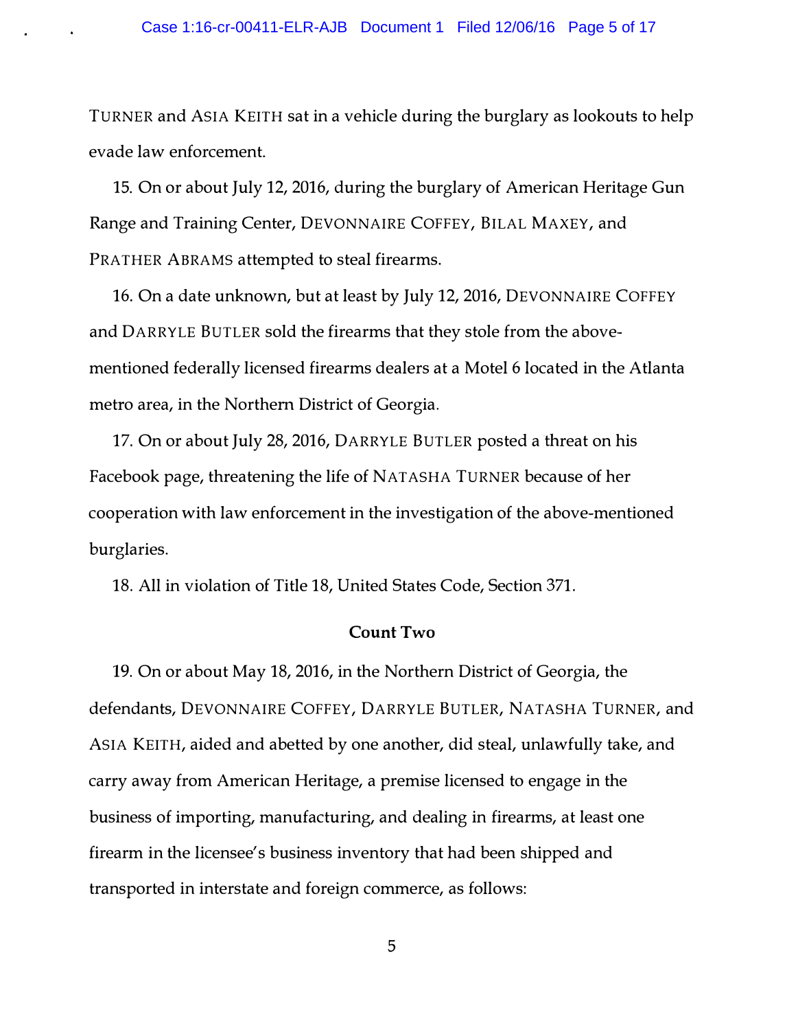TURNER and ASIA KEITH sat in a vehicle during the burglary as lookouts to help evade law enforcement.

15. On or about July 12, 2016, during the burglary of American Heritage Gun Range and Training Center, DEVONNAIRE COFFEY, BILAL MAXEY, and PRATHER ABRAMS attempted to steal firearms.

16. On a date unknown, but at least by July 12, 2016, DEVONNAIRE COFFEY and DARRYLE BUTLER sold the firearms that they stole from the above-mentioned federally licensed firearms dealers at a Motel 6 located in the Atlanta metro area, in the Northern District of Georgia.

17. On or about July 28, 2016, DARRYLE BUTLER posted a threat on his Facebook page, threatening the life of NATASHA TURNER because of her cooperation with law enforcement in the investigation of the above-mentioned burglaries.

18. All in violation of Title 18, United States Code, Section 371.

## Count Two

19. On or about May 18, 2016, in the Northern District of Georgia, the defendants, DEVONNAIRE COFFEY, DARRYLE BUTLER, NATASHA TURNER, and ASIA KEITH, aided and abetted by one another, did steal, unlawfully take, and carry away from American Heritage, a premise licensed to engage in the business of importing, manufacturing, and dealing in firearms, at least one firearm in the licensee's business inventory that had been shipped and transported in interstate and foreign commerce, as follows: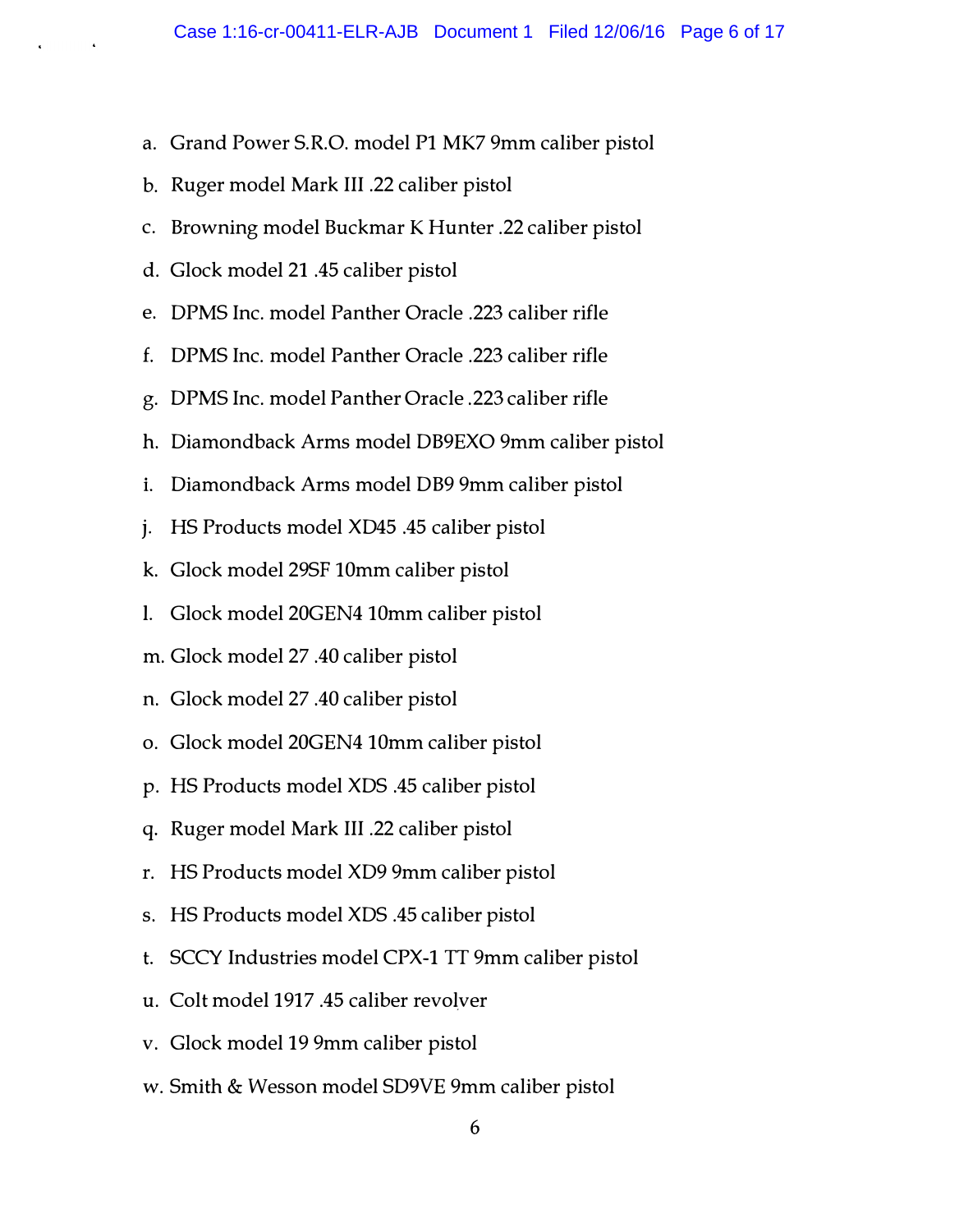a. Grand Power S.R.O. model P1 MK7 9mm caliber pistol

b. Ruger model Mark III .22 caliber pistol

c. Browning model Buckmar K Hunter .22 caliber pistol

d. Glock model 21 .45 caliber pistol

e. DPMS Inc. model Panther Oracle .223 caliber rifle

f. DPMS Inc. model Panther Oracle .223 caliber rifle

g. DPMS Inc. model Panther Oracle .223 caliber rifle

h. Diamondback Arms model DB9EXO 9mm caliber pistol

i. Diamondback Arms model DB9 9mm caliber pistol

j. HS Products model XD45 .45 caliber pistol

k. Glock model 29SF 10mm caliber pistol

l. Glock model 20GEN4 10mm caliber pistol

m. Glock model 27 .40 caliber pistol

n. Glock model 27 .40 caliber pistol

o. Glock model 20GEN4 10mm caliber pistol

p. HS Products model XDS .45 caliber pistol

q. Ruger model Mark III .22 caliber pistol

r. HS Products model XD9 9mm caliber pistol

s. HS Products model XDS .45 caliber pistol

t. SCCY Industries model CPX-1 TT 9mm caliber pistol

u. Colt model 1917 .45 caliber revolver

v. Glock model 19 9mm caliber pistol

w. Smith & Wesson model SD9VE 9mm caliber pistol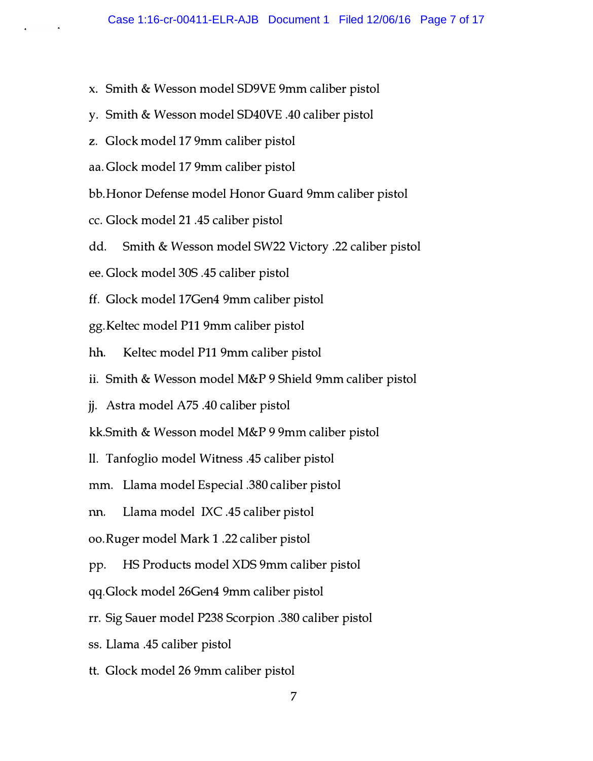x. Smith & Wesson model SD9VE 9mm caliber pistol

y. Smith & Wesson model SD40VE .40 caliber pistol

z. Glock model 17 9mm caliber pistol

aa. Glock model 17 9mm caliber pistol

bb. Honor Defense model Honor Guard 9mm caliber pistol

cc. Glock model 21 .45 caliber pistol

dd. Smith & Wesson model SW22 Victory .22 caliber pistol

ee. Glock model 30S .45 caliber pistol

ff. Glock model 17Gen4 9mm caliber pistol

gg. Keltec model P11 9mm caliber pistol

hh. Keltec model P11 9mm caliber pistol

ii. Smith & Wesson model M&P 9 Shield 9mm caliber pistol

jj. Astra model A75 .40 caliber pistol

kk. Smith & Wesson model M&P 9 9mm caliber pistol

ll. Tanfoglio model Witness .45 caliber pistol

mm. Llama model Especial .380 caliber pistol

nn. Llama model IXC .45 caliber pistol

oo. Ruger model Mark 1 .22 caliber pistol

pp. HS Products model XDS 9mm caliber pistol

qq. Glock model 26Gen4 9mm caliber pistol

rr. Sig Sauer model P238 Scorpion .380 caliber pistol

ss. Llama .45 caliber pistol

tt. Glock model 26 9mm caliber pistol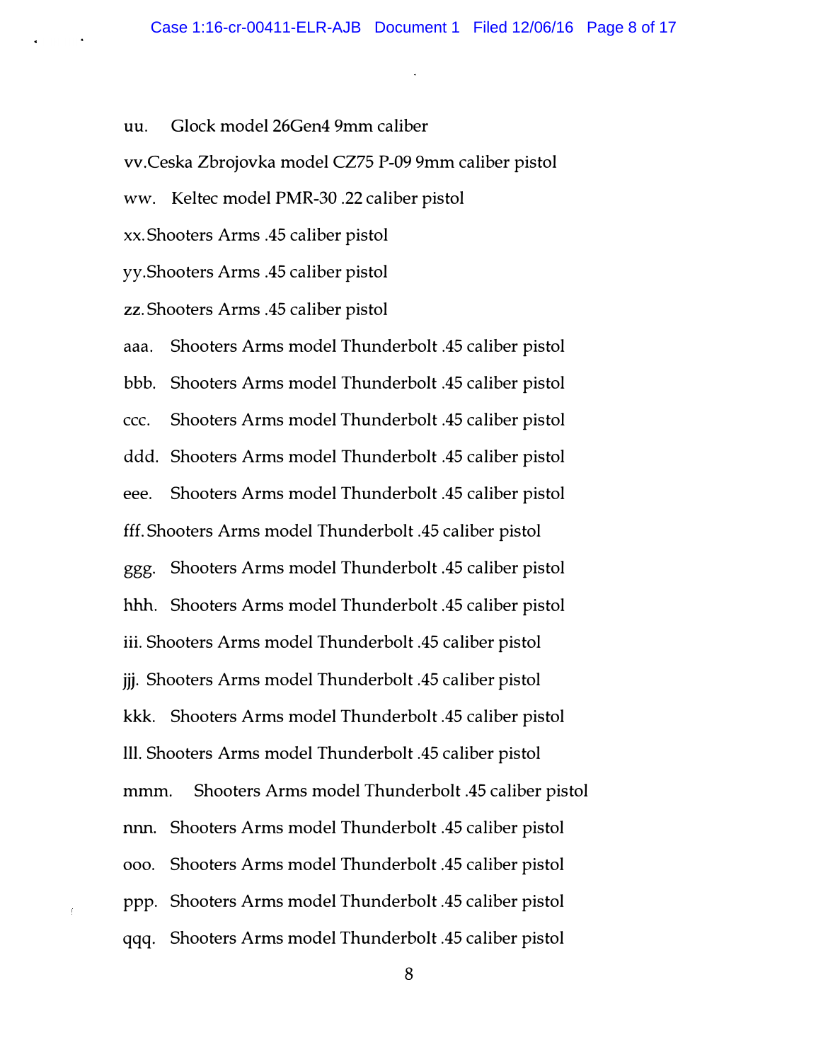uu. Glock model 26Gen4 9mm caliber

vv. Ceska Zbrojovka model CZ75 P-09 9mm caliber pistol

ww. Keltec model PMR-30 .22 caliber pistol

xx. Shooters Arms .45 caliber pistol

yy. Shooters Arms .45 caliber pistol

zz. Shooters Arms .45 caliber pistol

aaa. Shooters Arms model Thunderbolt .45 caliber pistol

bbb. Shooters Arms model Thunderbolt .45 caliber pistol

ccc. Shooters Arms model Thunderbolt .45 caliber pistol

ddd. Shooters Arms model Thunderbolt .45 caliber pistol

eee. Shooters Arms model Thunderbolt .45 caliber pistol

fff. Shooters Arms model Thunderbolt .45 caliber pistol

ggg. Shooters Arms model Thunderbolt .45 caliber pistol

hhh. Shooters Arms model Thunderbolt .45 caliber pistol

iii. Shooters Arms model Thunderbolt .45 caliber pistol

jjj. Shooters Arms model Thunderbolt .45 caliber pistol

kkk. Shooters Arms model Thunderbolt .45 caliber pistol

lll. Shooters Arms model Thunderbolt .45 caliber pistol

mmm. Shooters Arms model Thunderbolt .45 caliber pistol

nnn. Shooters Arms model Thunderbolt .45 caliber pistol

ooo. Shooters Arms model Thunderbolt .45 caliber pistol

ppp. Shooters Arms model Thunderbolt .45 caliber pistol

qqq. Shooters Arms model Thunderbolt .45 caliber pistol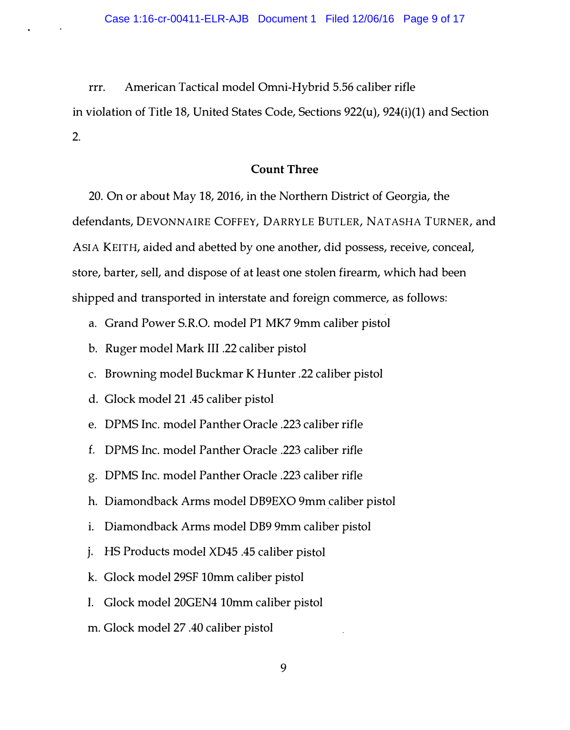rrr. American Tactical model Omni-Hybrid 5.56 caliber rifle

in violation of Title 18, United States Code, Sections 922(u), 924(i)(1) and Section 2.

**Count Three**

20. On or about May 18, 2016, in the Northern District of Georgia, the defendants, DEVONNAIRE COFFEY, DARRYLE BUTLER, NATASHA TURNER, and ASIA KEITH, aided and abetted by one another, did possess, receive, conceal, store, barter, sell, and dispose of at least one stolen firearm, which had been shipped and transported in interstate and foreign commerce, as follows:

a. Grand Power S.R.O. model P1 MK7 9mm caliber pistol

b. Ruger model Mark III .22 caliber pistol

c. Browning model Buckmar K Hunter .22 caliber pistol

d. Glock model 21 .45 caliber pistol

e. DPMS Inc. model Panther Oracle .223 caliber rifle

f. DPMS Inc. model Panther Oracle .223 caliber rifle

g. DPMS Inc. model Panther Oracle .223 caliber rifle

h. Diamondback Arms model DB9EXO 9mm caliber pistol

i. Diamondback Arms model DB9 9mm caliber pistol

j. HS Products model XD45 .45 caliber pistol

k. Glock model 29SF 10mm caliber pistol

l. Glock model 20GEN4 10mm caliber pistol

m. Glock model 27 .40 caliber pistol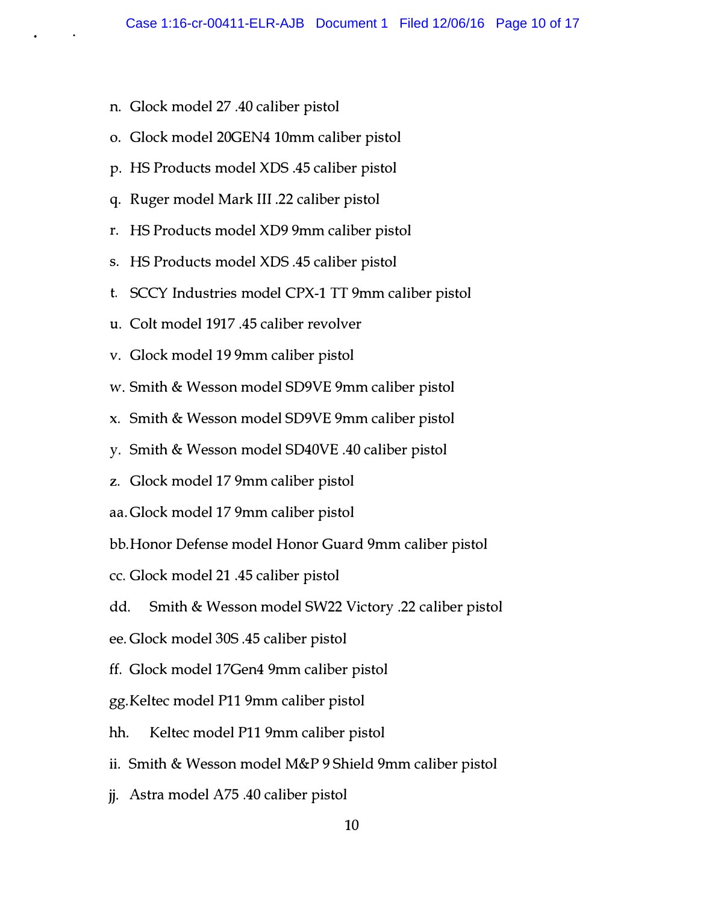n. Glock model 27 .40 caliber pistol

o. Glock model 20GEN4 10mm caliber pistol

p. HS Products model XDS .45 caliber pistol

q. Ruger model Mark III .22 caliber pistol

r. HS Products model XD9 9mm caliber pistol

s. HS Products model XDS .45 caliber pistol

t. SCCY Industries model CPX-1 TT 9mm caliber pistol

u. Colt model 1917 .45 caliber revolver

v. Glock model 19 9mm caliber pistol

w. Smith & Wesson model SD9VE 9mm caliber pistol

x. Smith & Wesson model SD9VE 9mm caliber pistol

y. Smith & Wesson model SD40VE .40 caliber pistol

z. Glock model 17 9mm caliber pistol

aa. Glock model 17 9mm caliber pistol

bb. Honor Defense model Honor Guard 9mm caliber pistol

cc. Glock model 21 .45 caliber pistol

dd. Smith & Wesson model SW22 Victory .22 caliber pistol

ee. Glock model 30S .45 caliber pistol

ff. Glock model 17Gen4 9mm caliber pistol

gg. Keltec model P11 9mm caliber pistol

hh. Keltec model P11 9mm caliber pistol

ii. Smith & Wesson model M&P 9 Shield 9mm caliber pistol

jj. Astra model A75 .40 caliber pistol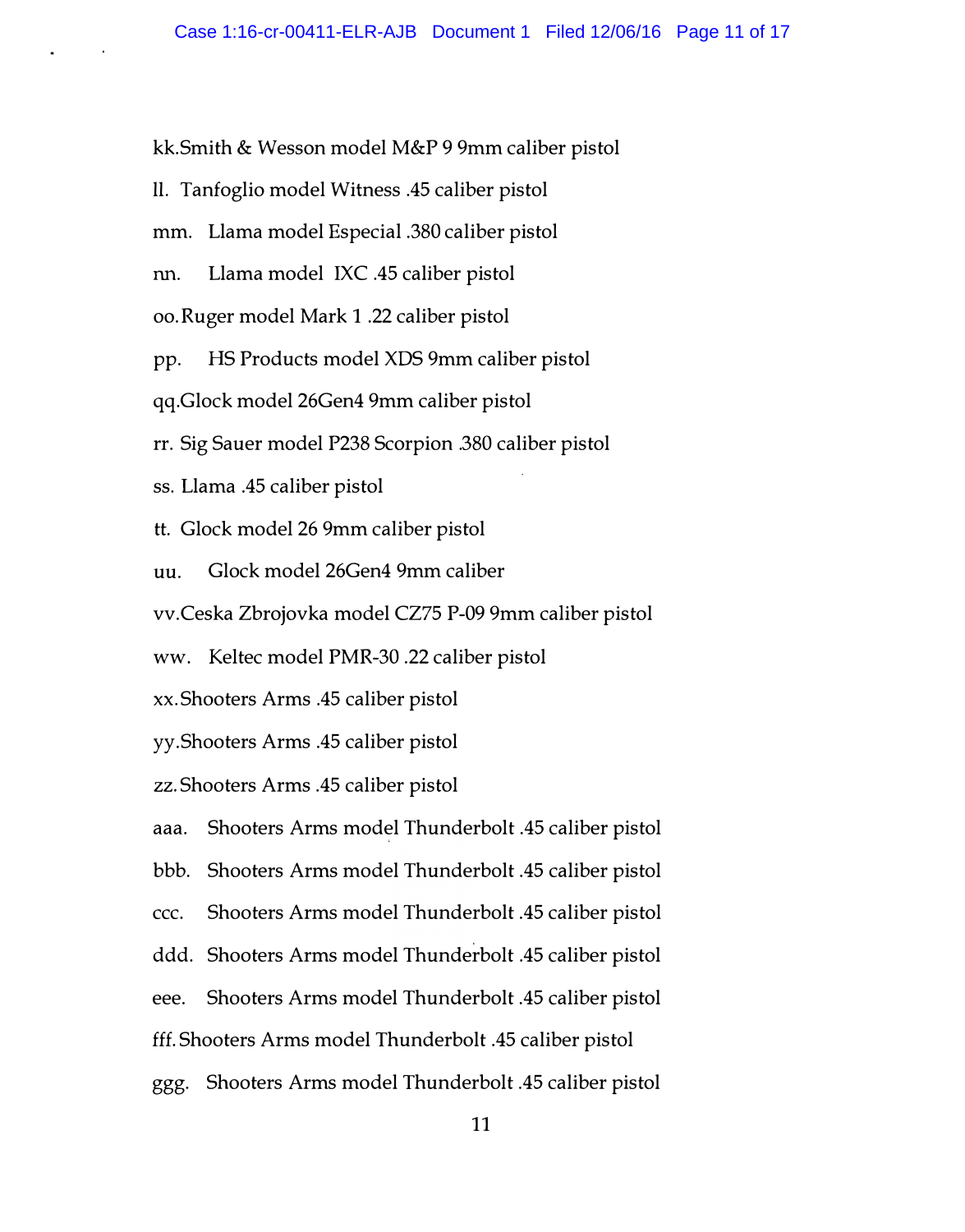kk. Smith & Wesson model M&P 9 9mm caliber pistol

ll. Tanfoglio model Witness .45 caliber pistol

mm. Llama model Especial .380 caliber pistol

nn. Llama model IXC .45 caliber pistol

oo. Ruger model Mark 1 .22 caliber pistol

pp. HS Products model XDS 9mm caliber pistol

qq. Glock model 26Gen4 9mm caliber pistol

rr. Sig Sauer model P238 Scorpion .380 caliber pistol

ss. Llama .45 caliber pistol

tt. Glock model 26 9mm caliber pistol

uu. Glock model 26Gen4 9mm caliber

vv. Ceska Zbrojovka model CZ75 P-09 9mm caliber pistol

ww. Keltec model PMR-30 .22 caliber pistol

xx. Shooters Arms .45 caliber pistol

yy. Shooters Arms .45 caliber pistol

zz. Shooters Arms .45 caliber pistol

aaa. Shooters Arms model Thunderbolt .45 caliber pistol

bbb. Shooters Arms model Thunderbolt .45 caliber pistol

ccc. Shooters Arms model Thunderbolt .45 caliber pistol

ddd. Shooters Arms model Thunderbolt .45 caliber pistol

eee. Shooters Arms model Thunderbolt .45 caliber pistol

fff. Shooters Arms model Thunderbolt .45 caliber pistol

ggg. Shooters Arms model Thunderbolt .45 caliber pistol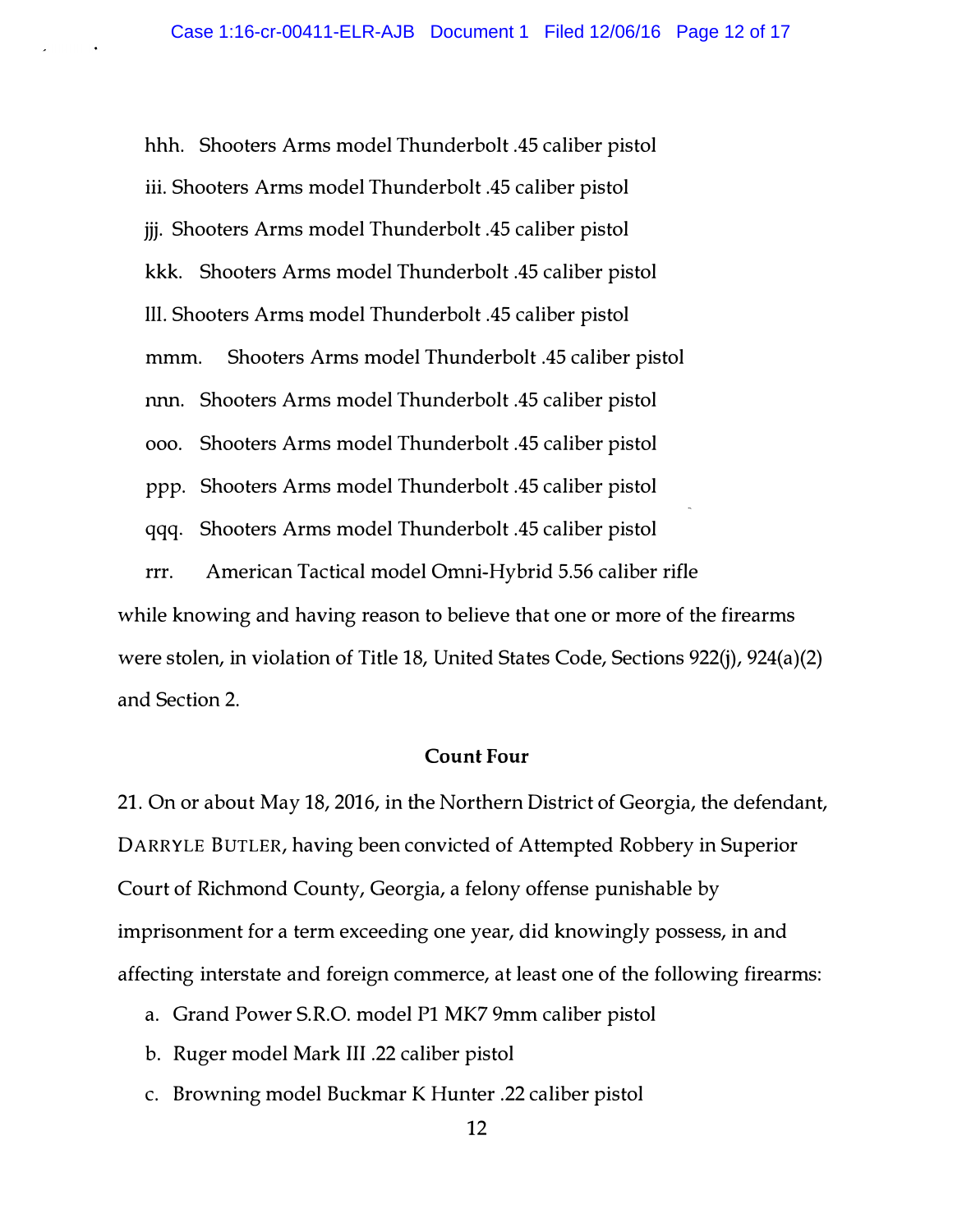hhh. Shooters Arms model Thunderbolt .45 caliber pistol

iii. Shooters Arms model Thunderbolt .45 caliber pistol

jjj. Shooters Arms model Thunderbolt .45 caliber pistol

kkk. Shooters Arms model Thunderbolt .45 caliber pistol

lll. Shooters Arms model Thunderbolt .45 caliber pistol

mmm. Shooters Arms model Thunderbolt .45 caliber pistol

nnn. Shooters Arms model Thunderbolt .45 caliber pistol

ooo. Shooters Arms model Thunderbolt .45 caliber pistol

ppp. Shooters Arms model Thunderbolt .45 caliber pistol

qqq. Shooters Arms model Thunderbolt .45 caliber pistol

rrr. American Tactical model Omni-Hybrid 5.56 caliber rifle

while knowing and having reason to believe that one or more of the firearms were stolen, in violation of Title 18, United States Code, Sections 922(j), 924(a)(2) and Section 2.

**Count Four**

21. On or about May 18, 2016, in the Northern District of Georgia, the defendant, DARRYLE BUTLER, having been convicted of Attempted Robbery in Superior Court of Richmond County, Georgia, a felony offense punishable by imprisonment for a term exceeding one year, did knowingly possess, in and affecting interstate and foreign commerce, at least one of the following firearms:

a. Grand Power S.R.O. model P1 MK7 9mm caliber pistol

b. Ruger model Mark III .22 caliber pistol

c. Browning model Buckmar K Hunter .22 caliber pistol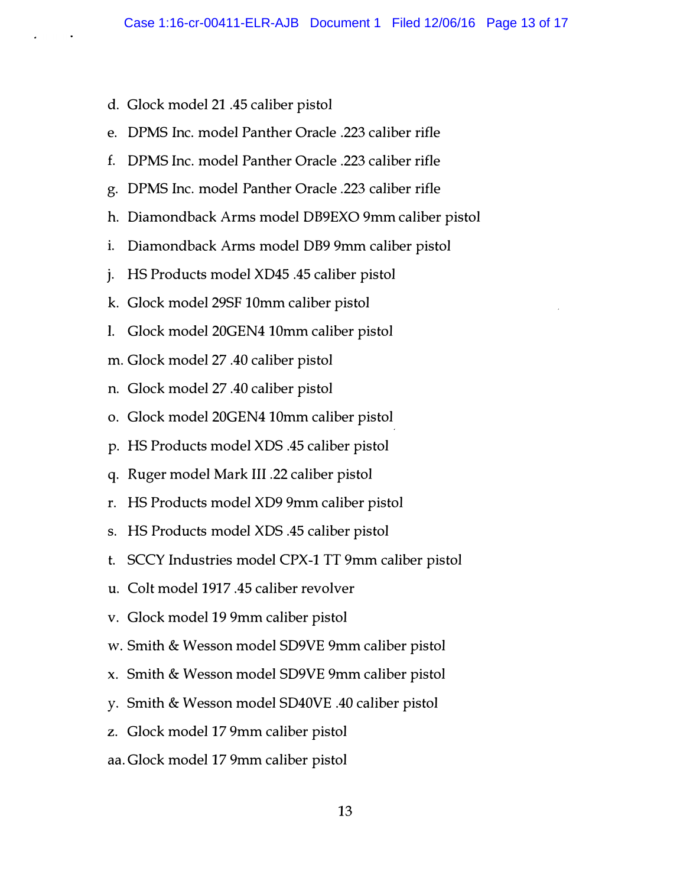d. Glock model 21 .45 caliber pistol

e. DPMS Inc. model Panther Oracle .223 caliber rifle

f. DPMS Inc. model Panther Oracle .223 caliber rifle

g. DPMS Inc. model Panther Oracle .223 caliber rifle

h. Diamondback Arms model DB9EXO 9mm caliber pistol

i. Diamondback Arms model DB9 9mm caliber pistol

j. HS Products model XD45 .45 caliber pistol

k. Glock model 29SF 10mm caliber pistol

l. Glock model 20GEN4 10mm caliber pistol

m. Glock model 27 .40 caliber pistol

n. Glock model 27 .40 caliber pistol

o. Glock model 20GEN4 10mm caliber pistol

p. HS Products model XDS .45 caliber pistol

q. Ruger model Mark III .22 caliber pistol

r. HS Products model XD9 9mm caliber pistol

s. HS Products model XDS .45 caliber pistol

t. SCCY Industries model CPX-1 TT 9mm caliber pistol

u. Colt model 1917 .45 caliber revolver

v. Glock model 19 9mm caliber pistol

w. Smith & Wesson model SD9VE 9mm caliber pistol

x. Smith & Wesson model SD9VE 9mm caliber pistol

y. Smith & Wesson model SD40VE .40 caliber pistol

z. Glock model 17 9mm caliber pistol

aa. Glock model 17 9mm caliber pistol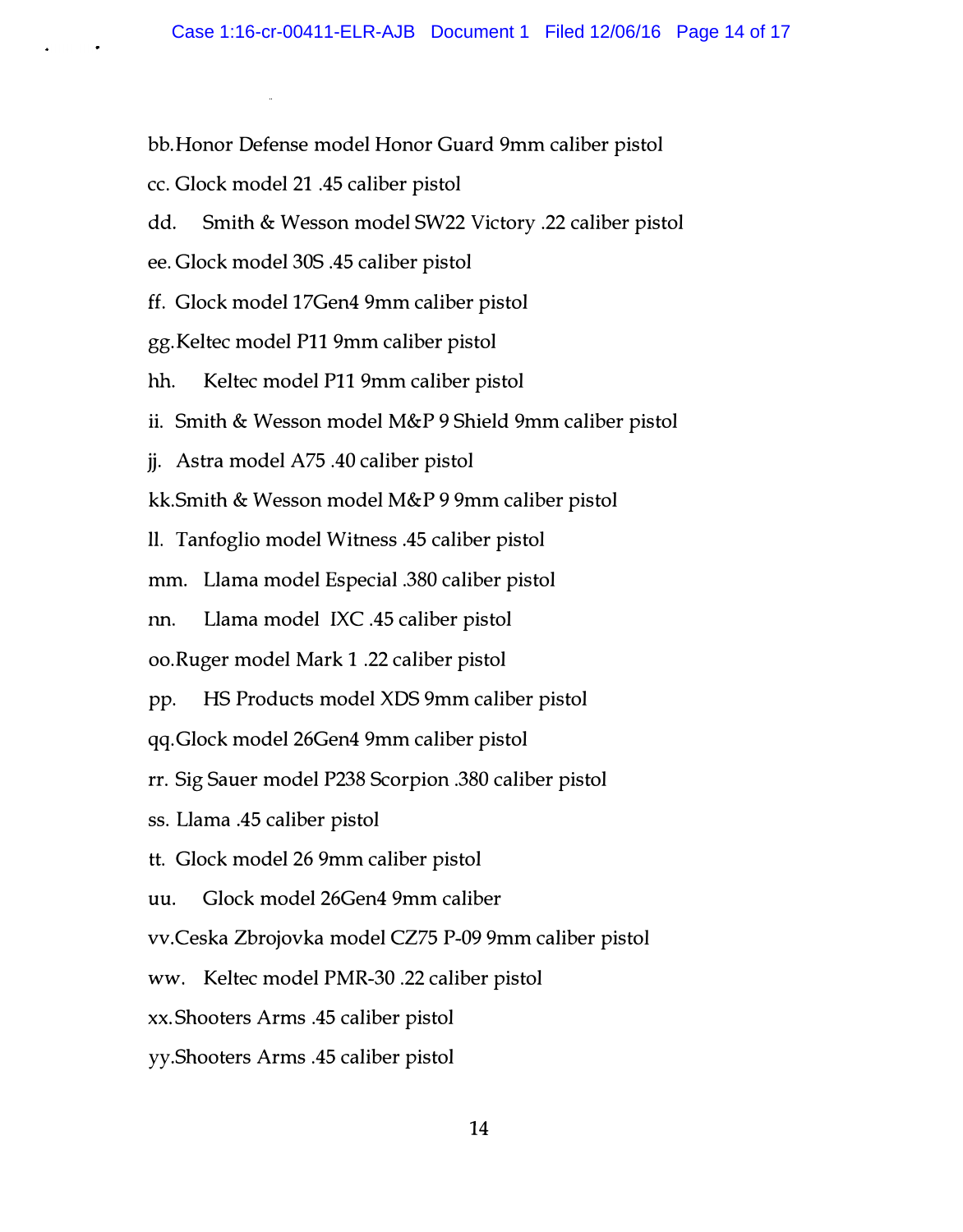bb. Honor Defense model Honor Guard 9mm caliber pistol

cc. Glock model 21 .45 caliber pistol

dd. Smith & Wesson model SW22 Victory .22 caliber pistol

ee. Glock model 30S .45 caliber pistol

ff. Glock model 17Gen4 9mm caliber pistol

gg. Keltec model P11 9mm caliber pistol

hh. Keltec model P11 9mm caliber pistol

ii. Smith & Wesson model M&P 9 Shield 9mm caliber pistol

jj. Astra model A75 .40 caliber pistol

kk. Smith & Wesson model M&P 9 9mm caliber pistol

ll. Tanfoglio model Witness .45 caliber pistol

mm. Llama model Especial .380 caliber pistol

nn. Llama model IXC .45 caliber pistol

oo. Ruger model Mark 1 .22 caliber pistol

pp. HS Products model XDS 9mm caliber pistol

qq. Glock model 26Gen4 9mm caliber pistol

rr. Sig Sauer model P238 Scorpion .380 caliber pistol

ss. Llama .45 caliber pistol

tt. Glock model 26 9mm caliber pistol

uu. Glock model 26Gen4 9mm caliber

vv. Ceska Zbrojovka model CZ75 P-09 9mm caliber pistol

ww. Keltec model PMR-30 .22 caliber pistol

xx. Shooters Arms .45 caliber pistol

yy. Shooters Arms .45 caliber pistol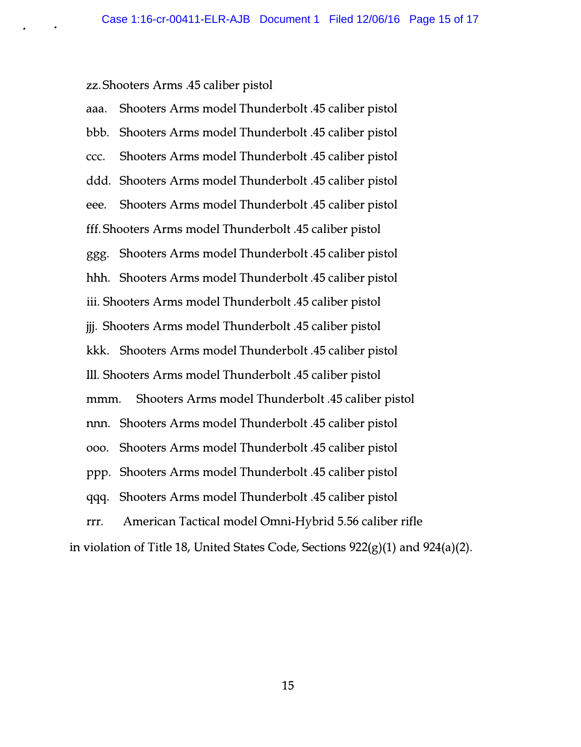zz. Shooters Arms .45 caliber pistol

aaa. Shooters Arms model Thunderbolt .45 caliber pistol

bbb. Shooters Arms model Thunderbolt .45 caliber pistol

ccc. Shooters Arms model Thunderbolt .45 caliber pistol

ddd. Shooters Arms model Thunderbolt .45 caliber pistol

eee. Shooters Arms model Thunderbolt .45 caliber pistol

fff. Shooters Arms model Thunderbolt .45 caliber pistol

ggg. Shooters Arms model Thunderbolt .45 caliber pistol

hhh. Shooters Arms model Thunderbolt .45 caliber pistol

iii. Shooters Arms model Thunderbolt .45 caliber pistol

jjj. Shooters Arms model Thunderbolt .45 caliber pistol

kkk. Shooters Arms model Thunderbolt .45 caliber pistol

lll. Shooters Arms model Thunderbolt .45 caliber pistol

mmm. Shooters Arms model Thunderbolt .45 caliber pistol

nnn. Shooters Arms model Thunderbolt .45 caliber pistol

ooo. Shooters Arms model Thunderbolt .45 caliber pistol

ppp. Shooters Arms model Thunderbolt .45 caliber pistol

qqq. Shooters Arms model Thunderbolt .45 caliber pistol

rrr. American Tactical model Omni-Hybrid 5.56 caliber rifle

in violation of Title 18, United States Code, Sections 922(g)(1) and 924(a)(2).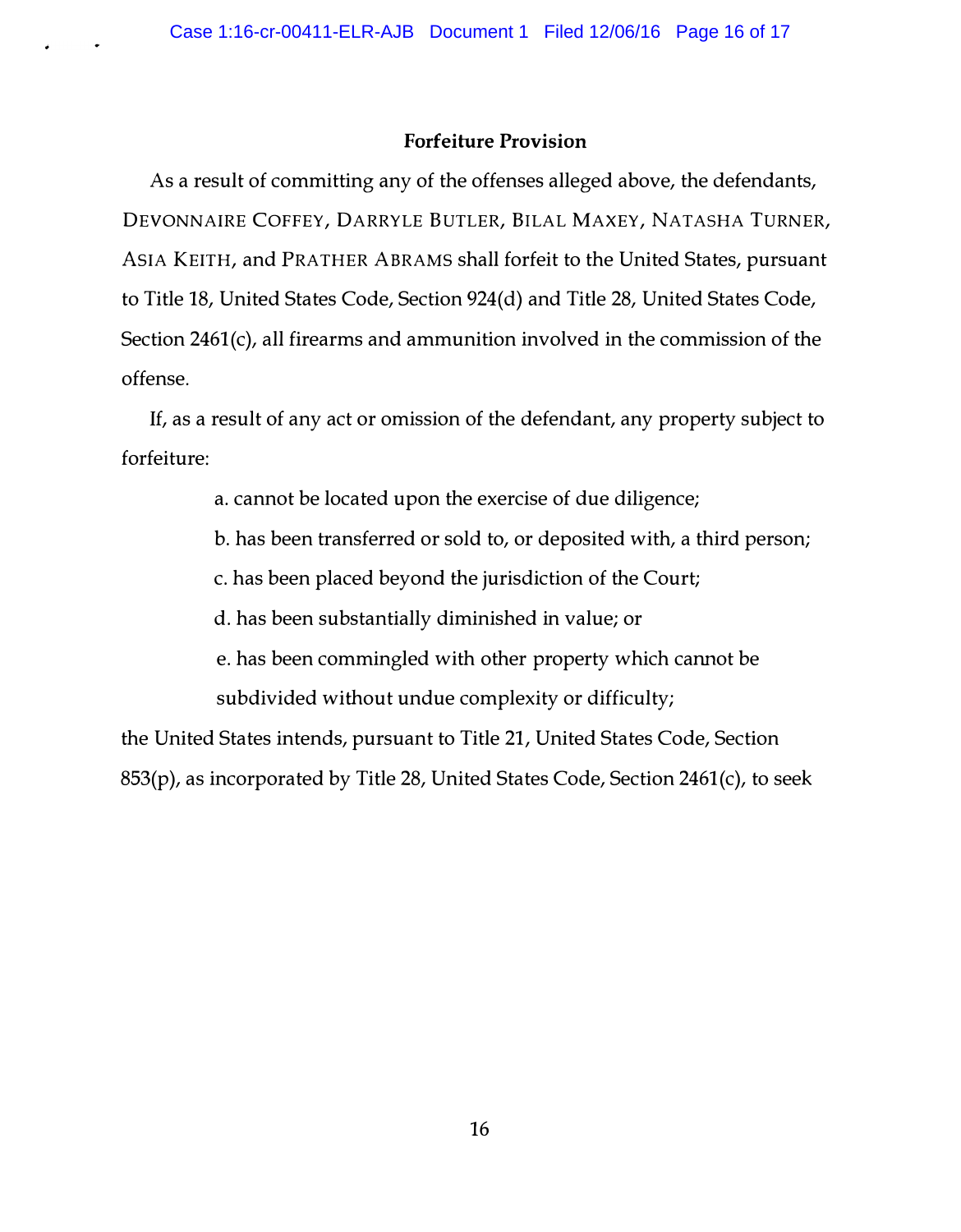## Forfeiture Provision

As a result of committing any of the offenses alleged above, the defendants, DEVONNAIRE COFFEY, DARRYLE BUTLER, BILAL MAXEY, NATASHA TURNER, ASIA KEITH, and PRATHER ABRAMS shall forfeit to the United States, pursuant to Title 18, United States Code, Section 924(d) and Title 28, United States Code, Section 2461(c), all firearms and ammunition involved in the commission of the offense.

If, as a result of any act or omission of the defendant, any property subject to forfeiture:

a. cannot be located upon the exercise of due diligence;

b. has been transferred or sold to, or deposited with, a third person;

c. has been placed beyond the jurisdiction of the Court;

d. has been substantially diminished in value; or

e. has been commingled with other property which cannot be subdivided without undue complexity or difficulty;

the United States intends, pursuant to Title 21, United States Code, Section 853(p), as incorporated by Title 28, United States Code, Section 2461(c), to seek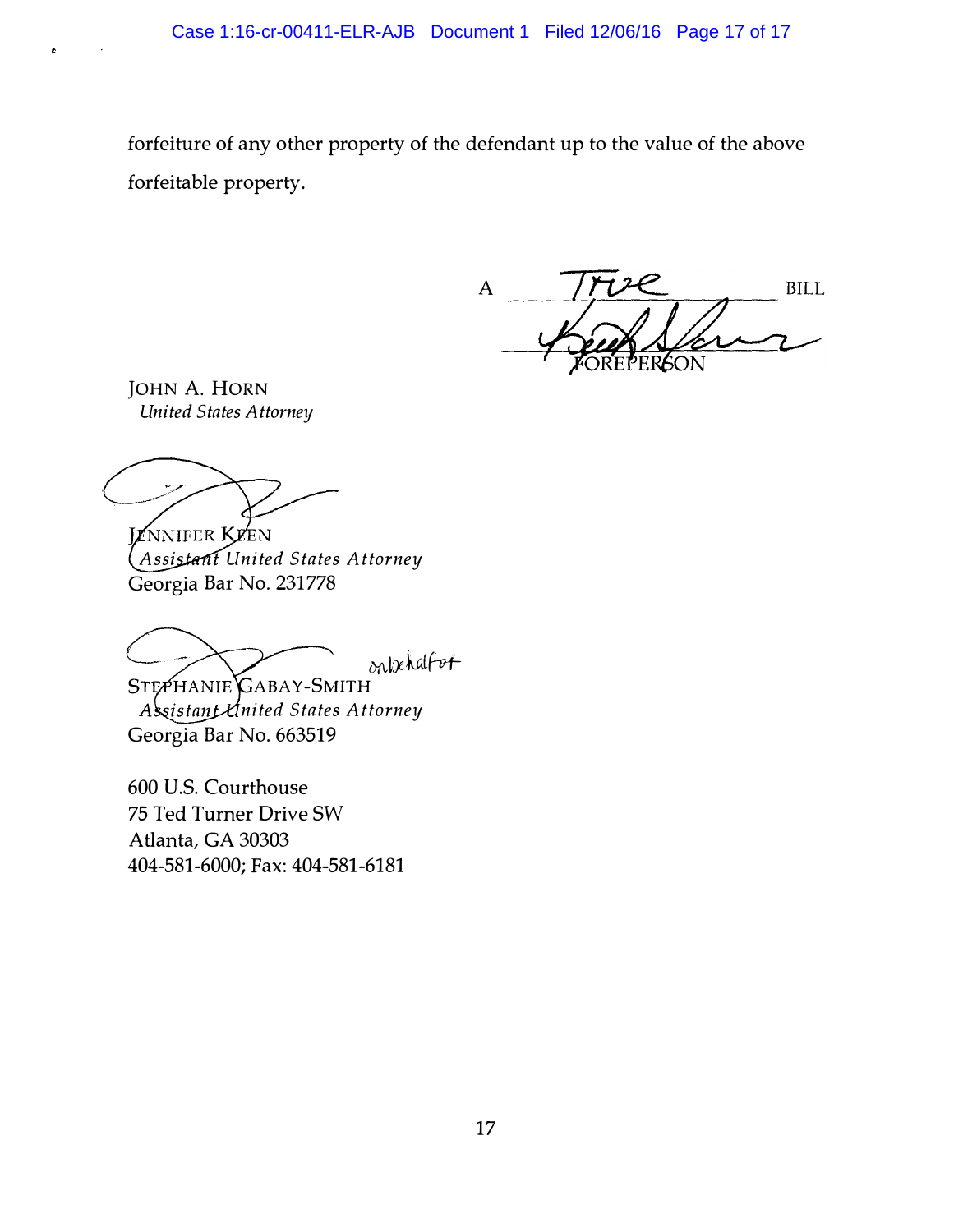forfeiture of any other property of the defendant up to the value of the above forfeitable property.

A *True* BILL

FOREPERSON

JOHN A. HORN
*United States Attorney*

JENNIFER KEEN
*Assistant United States Attorney*
Georgia Bar No. 231778

*on behalf of*
STEPHANIE GABAY-SMITH
*Assistant United States Attorney*
Georgia Bar No. 663519

600 U.S. Courthouse
75 Ted Turner Drive SW
Atlanta, GA 30303
404-581-6000; Fax: 404-581-6181